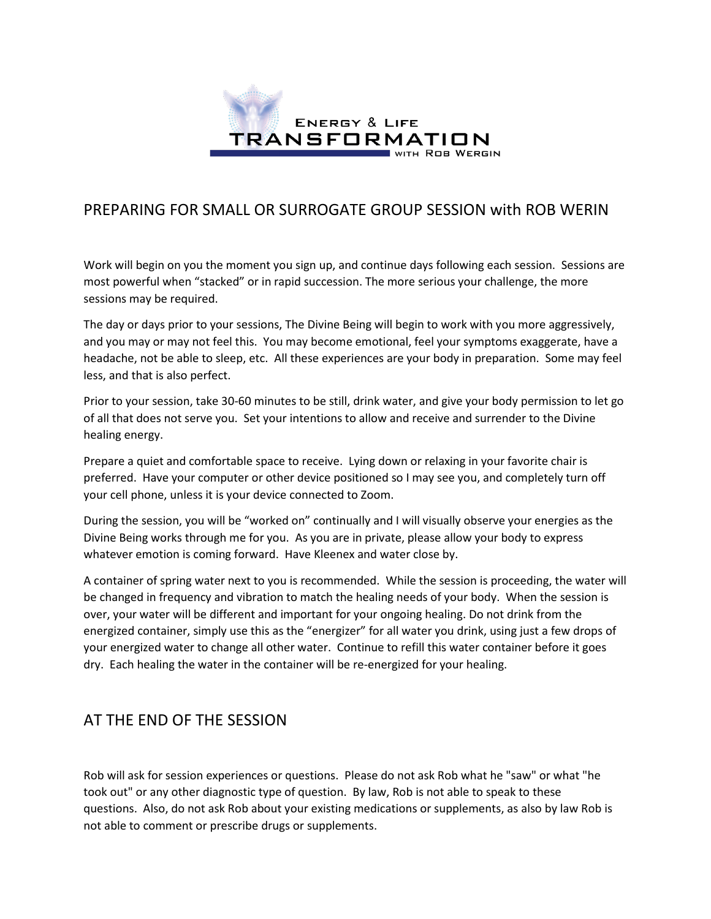ENERGY & LIFE
TRANSFORMATION
WITH ROB WERGIN

## PREPARING FOR SMALL OR SURROGATE GROUP SESSION with ROB WERIN

Work will begin on you the moment you sign up, and continue days following each session. Sessions are most powerful when "stacked" or in rapid succession. The more serious your challenge, the more sessions may be required.

The day or days prior to your sessions, The Divine Being will begin to work with you more aggressively, and you may or may not feel this. You may become emotional, feel your symptoms exaggerate, have a headache, not be able to sleep, etc. All these experiences are your body in preparation. Some may feel less, and that is also perfect.

Prior to your session, take 30-60 minutes to be still, drink water, and give your body permission to let go of all that does not serve you. Set your intentions to allow and receive and surrender to the Divine healing energy.

Prepare a quiet and comfortable space to receive. Lying down or relaxing in your favorite chair is preferred. Have your computer or other device positioned so I may see you, and completely turn off your cell phone, unless it is your device connected to Zoom.

During the session, you will be "worked on" continually and I will visually observe your energies as the Divine Being works through me for you. As you are in private, please allow your body to express whatever emotion is coming forward. Have Kleenex and water close by.

A container of spring water next to you is recommended. While the session is proceeding, the water will be changed in frequency and vibration to match the healing needs of your body. When the session is over, your water will be different and important for your ongoing healing. Do not drink from the energized container, simply use this as the "energizer" for all water you drink, using just a few drops of your energized water to change all other water. Continue to refill this water container before it goes dry. Each healing the water in the container will be re-energized for your healing.

## AT THE END OF THE SESSION

Rob will ask for session experiences or questions. Please do not ask Rob what he "saw" or what "he took out" or any other diagnostic type of question. By law, Rob is not able to speak to these questions. Also, do not ask Rob about your existing medications or supplements, as also by law Rob is not able to comment or prescribe drugs or supplements.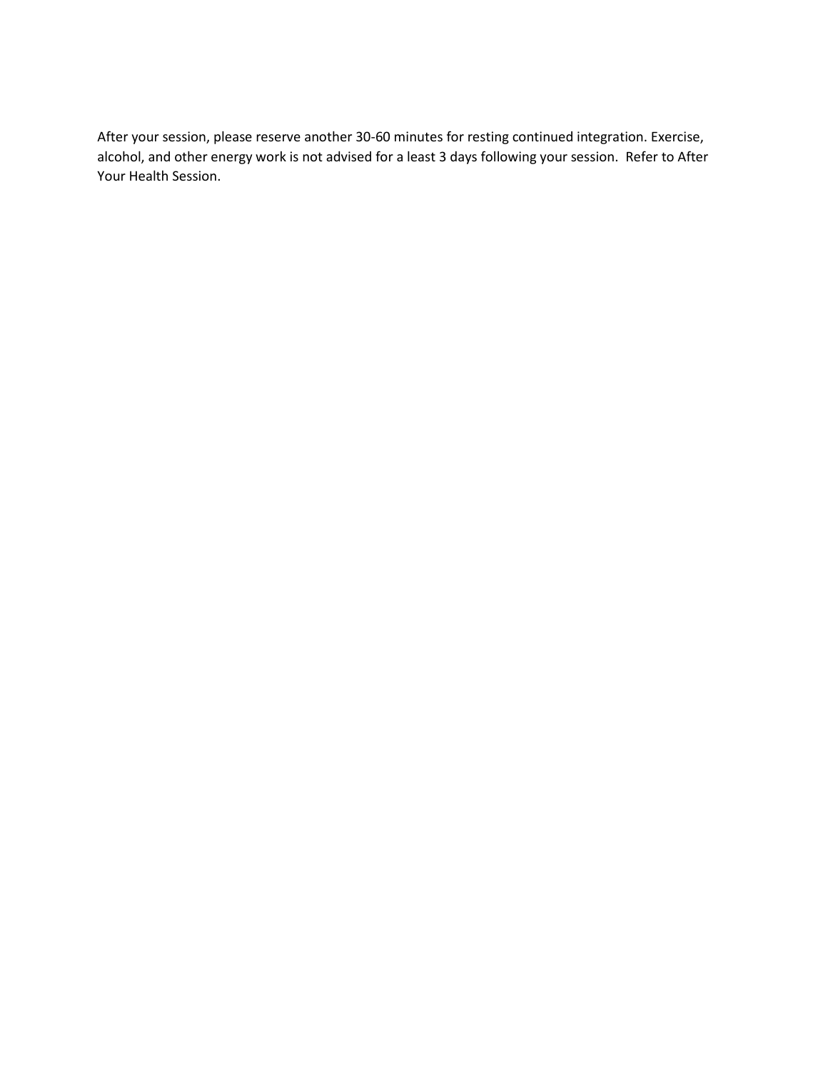After your session, please reserve another 30-60 minutes for resting continued integration. Exercise, alcohol, and other energy work is not advised for a least 3 days following your session. Refer to After Your Health Session.